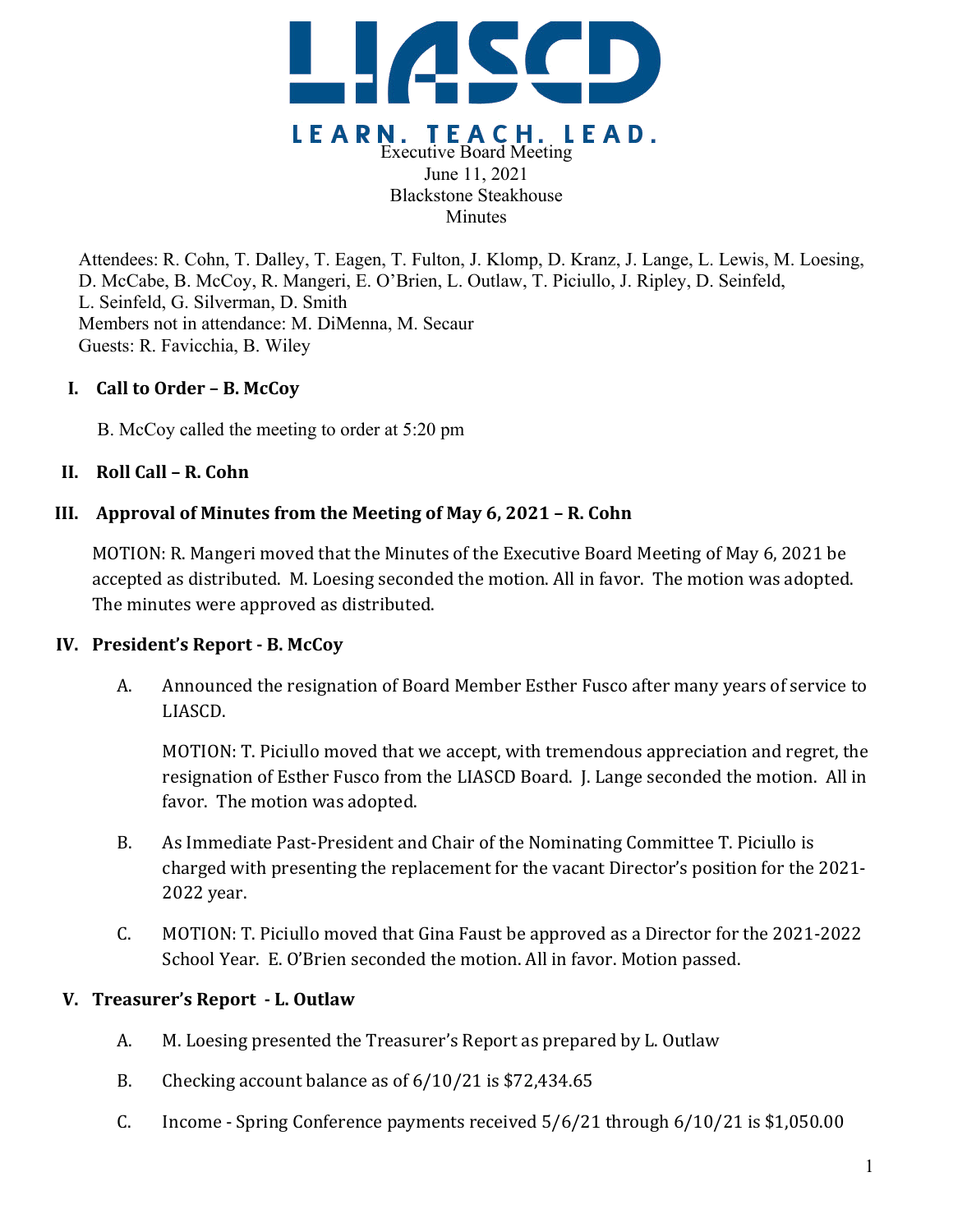LIASCD

LEARN. TEACH. LEAD.

Executive Board Meeting
June 11, 2021
Blackstone Steakhouse
Minutes

Attendees: R. Cohn, T. Dalley, T. Eagen, T. Fulton, J. Klomp, D. Kranz, J. Lange, L. Lewis, M. Loesing, D. McCabe, B. McCoy, R. Mangeri, E. O'Brien, L. Outlaw, T. Piciullo, J. Ripley, D. Seinfeld, L. Seinfeld, G. Silverman, D. Smith
Members not in attendance: M. DiMenna, M. Secaur
Guests: R. Favicchia, B. Wiley

## I. Call to Order – B. McCoy

B. McCoy called the meeting to order at 5:20 pm

## II. Roll Call – R. Cohn

## III. Approval of Minutes from the Meeting of May 6, 2021 – R. Cohn

MOTION: R. Mangeri moved that the Minutes of the Executive Board Meeting of May 6, 2021 be accepted as distributed. M. Loesing seconded the motion. All in favor. The motion was adopted. The minutes were approved as distributed.

## IV. President's Report - B. McCoy

A. Announced the resignation of Board Member Esther Fusco after many years of service to LIASCD.

   MOTION: T. Piciullo moved that we accept, with tremendous appreciation and regret, the resignation of Esther Fusco from the LIASCD Board. J. Lange seconded the motion. All in favor. The motion was adopted.

B. As Immediate Past-President and Chair of the Nominating Committee T. Piciullo is charged with presenting the replacement for the vacant Director's position for the 2021-2022 year.

C. MOTION: T. Piciullo moved that Gina Faust be approved as a Director for the 2021-2022 School Year. E. O'Brien seconded the motion. All in favor. Motion passed.

## V. Treasurer's Report - L. Outlaw

A. M. Loesing presented the Treasurer's Report as prepared by L. Outlaw

B. Checking account balance as of 6/10/21 is $72,434.65

C. Income - Spring Conference payments received 5/6/21 through 6/10/21 is $1,050.00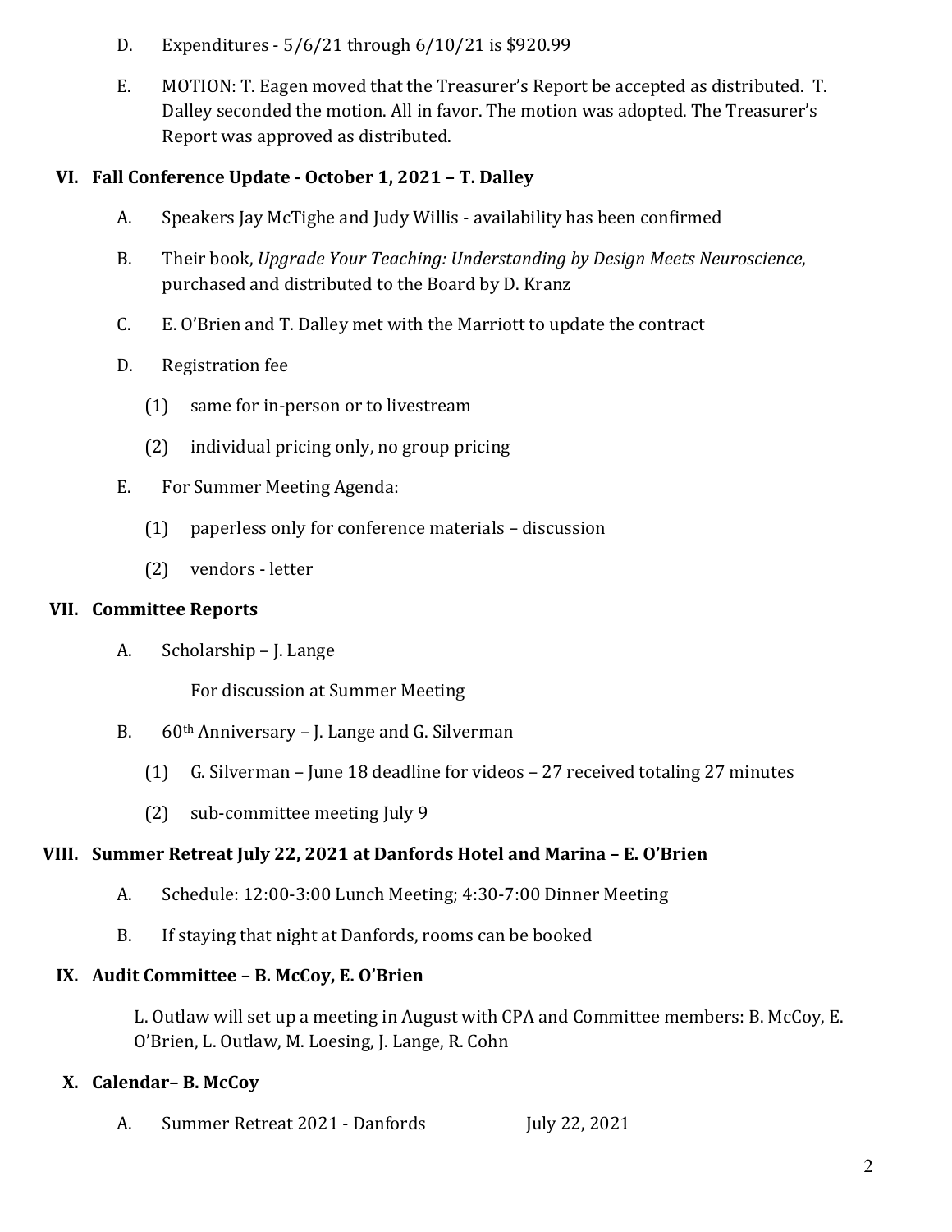D. Expenditures - 5/6/21 through 6/10/21 is $920.99

E. MOTION: T. Eagen moved that the Treasurer's Report be accepted as distributed. T. Dalley seconded the motion. All in favor. The motion was adopted. The Treasurer's Report was approved as distributed.

## VI. Fall Conference Update - October 1, 2021 – T. Dalley

A. Speakers Jay McTighe and Judy Willis - availability has been confirmed

B. Their book, *Upgrade Your Teaching: Understanding by Design Meets Neuroscience*, purchased and distributed to the Board by D. Kranz

C. E. O'Brien and T. Dalley met with the Marriott to update the contract

D. Registration fee

(1) same for in-person or to livestream

(2) individual pricing only, no group pricing

E. For Summer Meeting Agenda:

(1) paperless only for conference materials – discussion

(2) vendors - letter

## VII. Committee Reports

A. Scholarship – J. Lange

For discussion at Summer Meeting

B. 60th Anniversary – J. Lange and G. Silverman

(1) G. Silverman – June 18 deadline for videos – 27 received totaling 27 minutes

(2) sub-committee meeting July 9

## VIII. Summer Retreat July 22, 2021 at Danfords Hotel and Marina – E. O'Brien

A. Schedule: 12:00-3:00 Lunch Meeting; 4:30-7:00 Dinner Meeting

B. If staying that night at Danfords, rooms can be booked

## IX. Audit Committee – B. McCoy, E. O'Brien

L. Outlaw will set up a meeting in August with CPA and Committee members: B. McCoy, E. O'Brien, L. Outlaw, M. Loesing, J. Lange, R. Cohn

## X. Calendar– B. McCoy

A. Summer Retreat 2021 - Danfords July 22, 2021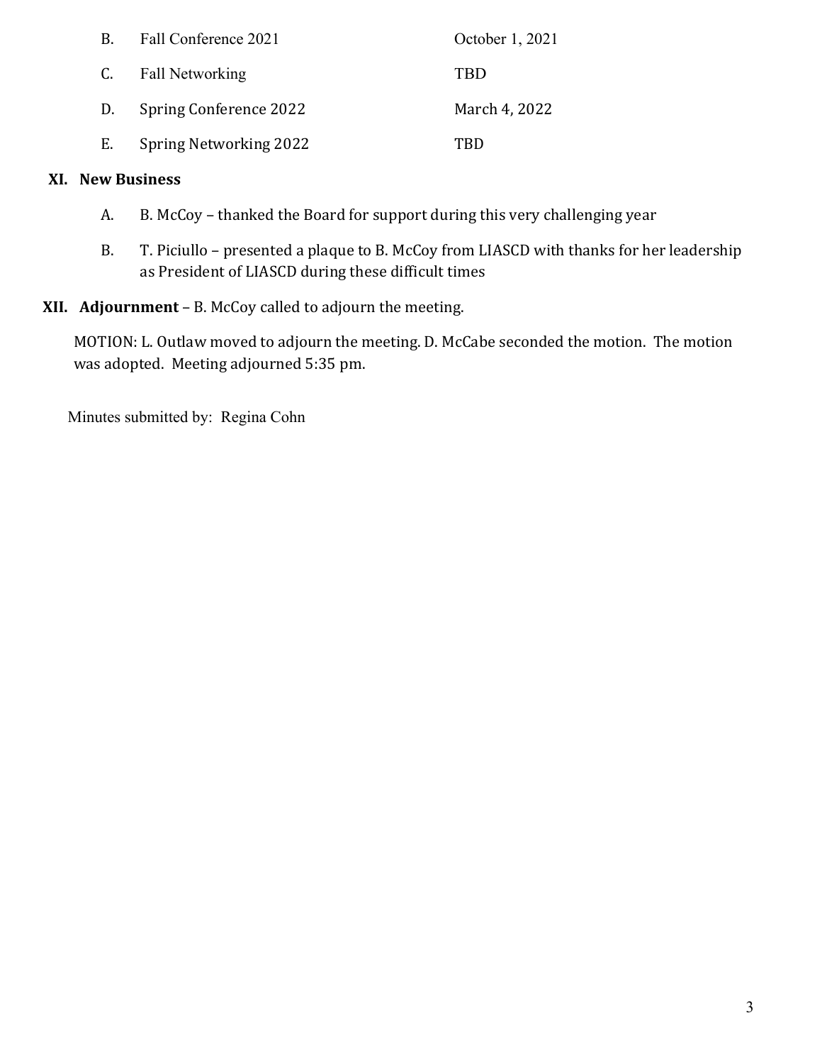B. Fall Conference 2021 — October 1, 2021

C. Fall Networking — TBD

D. Spring Conference 2022 — March 4, 2022

E. Spring Networking 2022 — TBD

## XI. New Business

A. B. McCoy – thanked the Board for support during this very challenging year

B. T. Piciullo – presented a plaque to B. McCoy from LIASCD with thanks for her leadership as President of LIASCD during these difficult times

## XII. Adjournment – B. McCoy called to adjourn the meeting.

MOTION: L. Outlaw moved to adjourn the meeting. D. McCabe seconded the motion. The motion was adopted. Meeting adjourned 5:35 pm.

Minutes submitted by: Regina Cohn